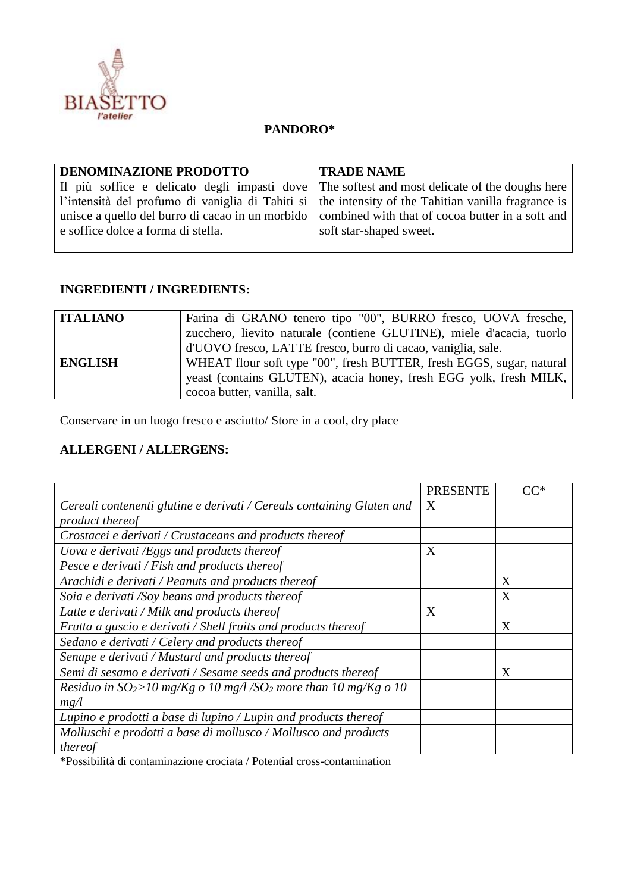BIASETTO
l'atelier

# PANDORO*

| DENOMINAZIONE PRODOTTO | TRADE NAME |
| --- | --- |
| Il più soffice e delicato degli impasti dove l'intensità del profumo di vaniglia di Tahiti si unisce a quello del burro di cacao in un morbido e soffice dolce a forma di stella. | The softest and most delicate of the doughs here the intensity of the Tahitian vanilla fragrance is combined with that of cocoa butter in a soft and soft star-shaped sweet. |

## INGREDIENTI / INGREDIENTS:

| ITALIANO | Farina di GRANO tenero tipo "00", BURRO fresco, UOVA fresche, zucchero, lievito naturale (contiene GLUTINE), miele d'acacia, tuorlo d'UOVO fresco, LATTE fresco, burro di cacao, vaniglia, sale. |
| --- | --- |
| **ENGLISH** | WHEAT flour soft type "00", fresh BUTTER, fresh EGGS, sugar, natural yeast (contains GLUTEN), acacia honey, fresh EGG yolk, fresh MILK, cocoa butter, vanilla, salt. |

Conservare in un luogo fresco e asciutto/ Store in a cool, dry place

## ALLERGENI / ALLERGENS:

| | PRESENTE | CC* |
| --- | --- | --- |
| *Cereali contenenti glutine e derivati / Cereals containing Gluten and product thereof* | X | |
| *Crostacei e derivati / Crustaceans and products thereof* | | |
| *Uova e derivati /Eggs and products thereof* | X | |
| *Pesce e derivati / Fish and products thereof* | | |
| *Arachidi e derivati / Peanuts and products thereof* | | X |
| *Soia e derivati /Soy beans and products thereof* | | X |
| *Latte e derivati / Milk and products thereof* | X | |
| *Frutta a guscio e derivati / Shell fruits and products thereof* | | X |
| *Sedano e derivati / Celery and products thereof* | | |
| *Senape e derivati / Mustard and products thereof* | | |
| *Semi di sesamo e derivati / Sesame seeds and products thereof* | | X |
| *Residuo in $SO_2$>10 mg/Kg o 10 mg/l /$SO_2$ more than 10 mg/Kg o 10 mg/l* | | |
| *Lupino e prodotti a base di lupino / Lupin and products thereof* | | |
| *Molluschi e prodotti a base di mollusco / Mollusco and products thereof* | | |

*Possibilità di contaminazione crociata / Potential cross-contamination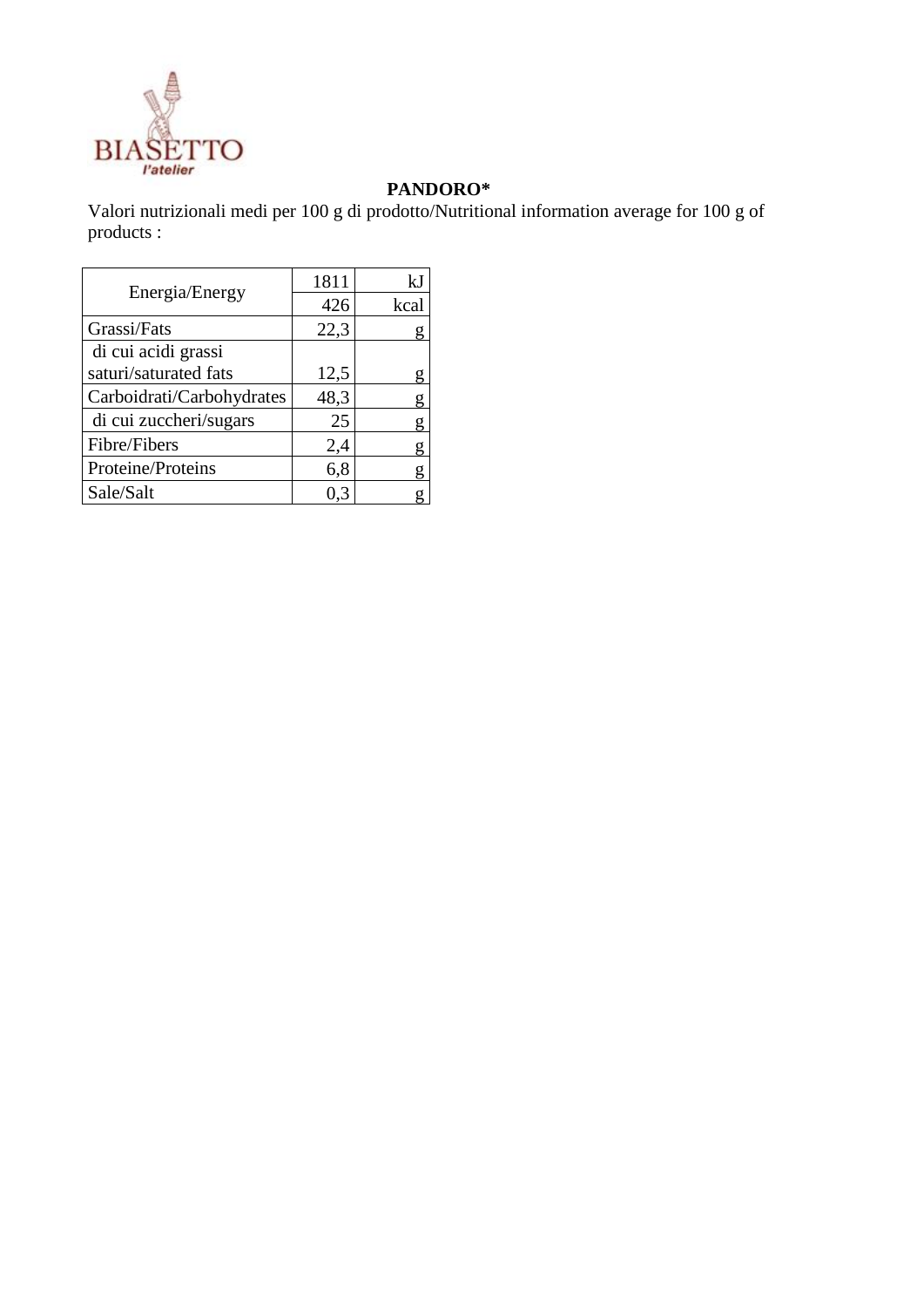BIASETTO
l'atelier

## PANDORO*

Valori nutrizionali medi per 100 g di prodotto/Nutritional information average for 100 g of products :

| | | |
|---|---|---|
| Energia/Energy | 1811 | kJ |
| | 426 | kcal |
| Grassi/Fats | 22,3 | g |
| di cui acidi grassi saturi/saturated fats | 12,5 | g |
| Carboidrati/Carbohydrates | 48,3 | g |
| di cui zuccheri/sugars | 25 | g |
| Fibre/Fibers | 2,4 | g |
| Proteine/Proteins | 6,8 | g |
| Sale/Salt | 0,3 | g |